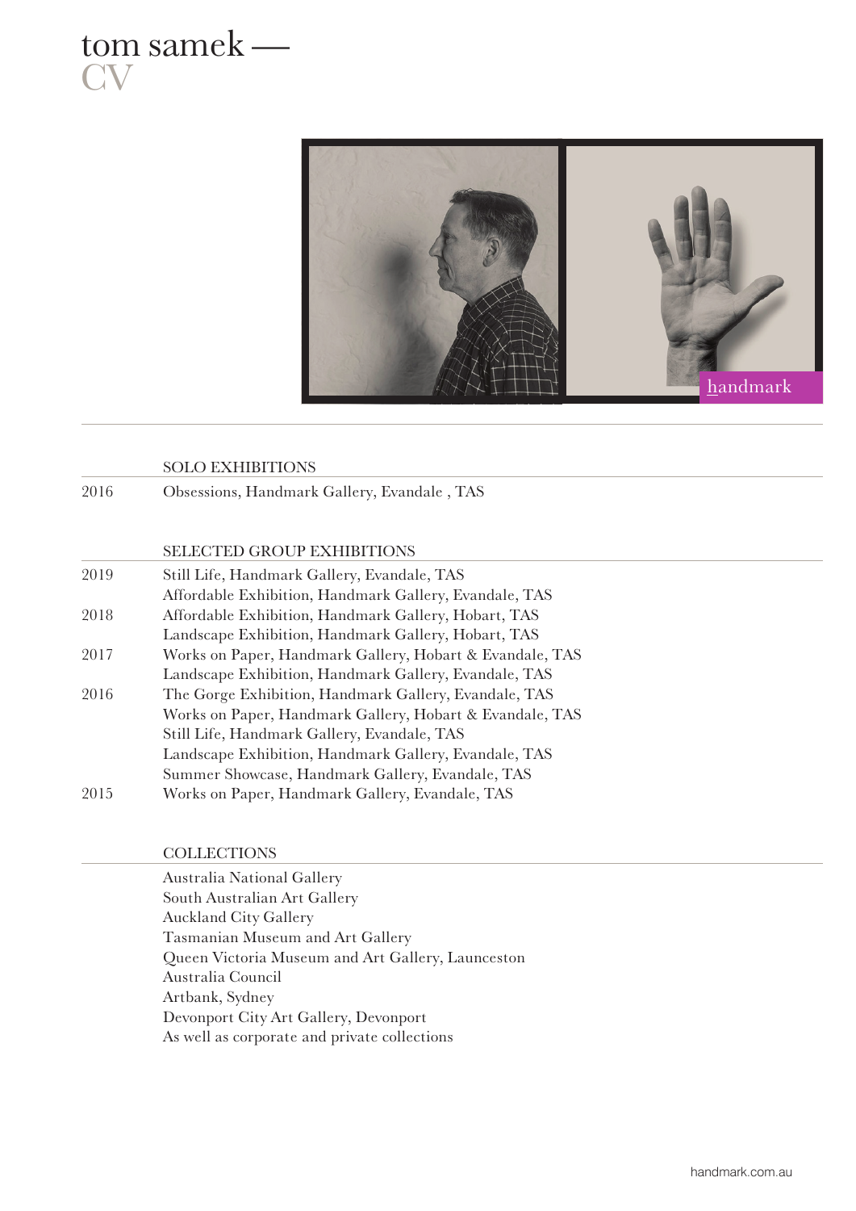# tom samek — CV

handmark

## SOLO EXHIBITIONS

| | |
|---|---|
| 2016 | Obsessions, Handmark Gallery, Evandale , TAS |

## SELECTED GROUP EXHIBITIONS

| | |
|---|---|
| 2019 | Still Life, Handmark Gallery, Evandale, TAS |
| | Affordable Exhibition, Handmark Gallery, Evandale, TAS |
| 2018 | Affordable Exhibition, Handmark Gallery, Hobart, TAS |
| | Landscape Exhibition, Handmark Gallery, Hobart, TAS |
| 2017 | Works on Paper, Handmark Gallery, Hobart & Evandale, TAS |
| | Landscape Exhibition, Handmark Gallery, Evandale, TAS |
| 2016 | The Gorge Exhibition, Handmark Gallery, Evandale, TAS |
| | Works on Paper, Handmark Gallery, Hobart & Evandale, TAS |
| | Still Life, Handmark Gallery, Evandale, TAS |
| | Landscape Exhibition, Handmark Gallery, Evandale, TAS |
| | Summer Showcase, Handmark Gallery, Evandale, TAS |
| 2015 | Works on Paper, Handmark Gallery, Evandale, TAS |

## COLLECTIONS

Australia National Gallery
South Australian Art Gallery
Auckland City Gallery
Tasmanian Museum and Art Gallery
Queen Victoria Museum and Art Gallery, Launceston
Australia Council
Artbank, Sydney
Devonport City Art Gallery, Devonport
As well as corporate and private collections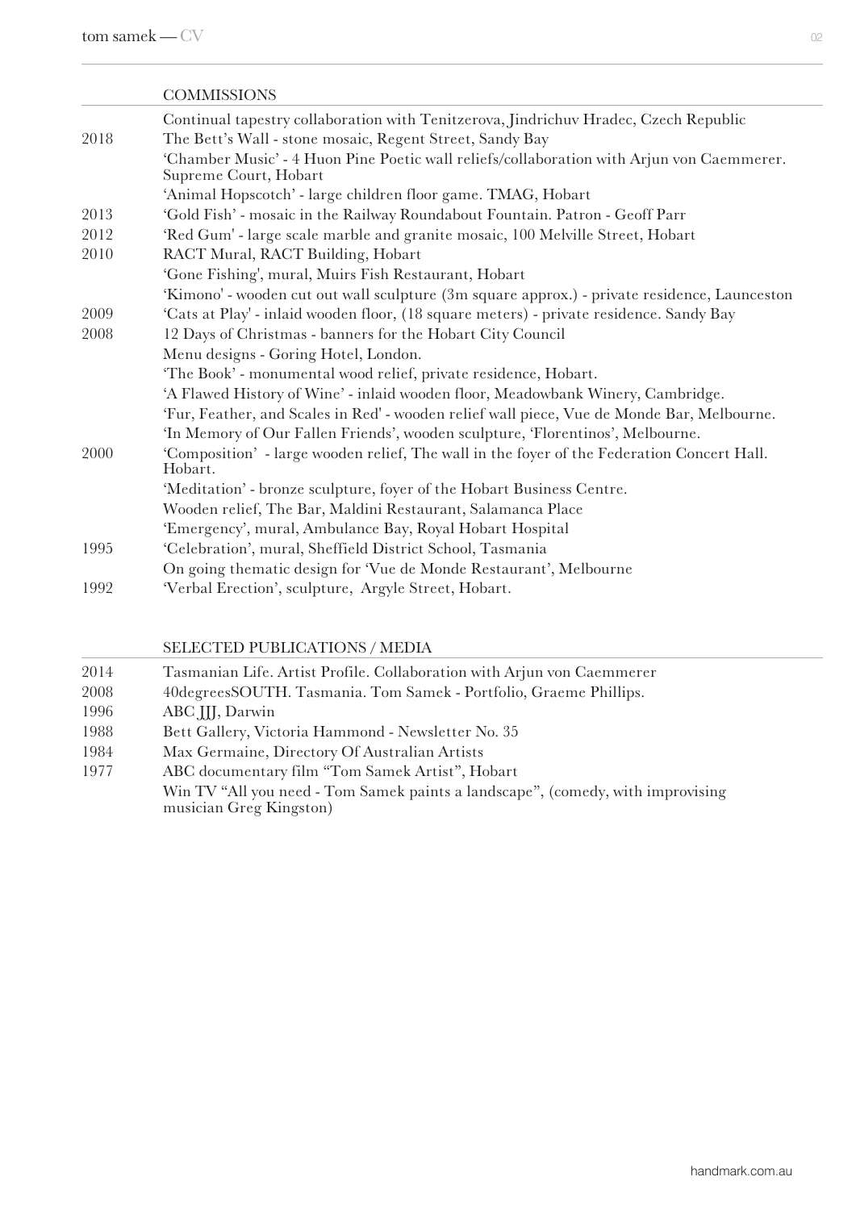## COMMISSIONS

| | |
|---|---|
| | Continual tapestry collaboration with Tenitzerova, Jindrichuv Hradec, Czech Republic |
| 2018 | The Bett's Wall - stone mosaic, Regent Street, Sandy Bay |
| | 'Chamber Music' - 4 Huon Pine Poetic wall reliefs/collaboration with Arjun von Caemmerer. Supreme Court, Hobart |
| | 'Animal Hopscotch' - large children floor game. TMAG, Hobart |
| 2013 | 'Gold Fish' - mosaic in the Railway Roundabout Fountain. Patron - Geoff Parr |
| 2012 | 'Red Gum' - large scale marble and granite mosaic, 100 Melville Street, Hobart |
| 2010 | RACT Mural, RACT Building, Hobart |
| | 'Gone Fishing', mural, Muirs Fish Restaurant, Hobart |
| | 'Kimono' - wooden cut out wall sculpture (3m square approx.) - private residence, Launceston |
| 2009 | 'Cats at Play' - inlaid wooden floor, (18 square meters) - private residence. Sandy Bay |
| 2008 | 12 Days of Christmas - banners for the Hobart City Council |
| | Menu designs - Goring Hotel, London. |
| | 'The Book' - monumental wood relief, private residence, Hobart. |
| | 'A Flawed History of Wine' - inlaid wooden floor, Meadowbank Winery, Cambridge. |
| | 'Fur, Feather, and Scales in Red' - wooden relief wall piece, Vue de Monde Bar, Melbourne. |
| | 'In Memory of Our Fallen Friends', wooden sculpture, 'Florentinos', Melbourne. |
| 2000 | 'Composition' - large wooden relief, The wall in the foyer of the Federation Concert Hall. Hobart. |
| | 'Meditation' - bronze sculpture, foyer of the Hobart Business Centre. |
| | Wooden relief, The Bar, Maldini Restaurant, Salamanca Place |
| | 'Emergency', mural, Ambulance Bay, Royal Hobart Hospital |
| 1995 | 'Celebration', mural, Sheffield District School, Tasmania |
| | On going thematic design for 'Vue de Monde Restaurant', Melbourne |
| 1992 | 'Verbal Erection', sculpture, Argyle Street, Hobart. |

## SELECTED PUBLICATIONS / MEDIA

| | |
|---|---|
| 2014 | Tasmanian Life. Artist Profile. Collaboration with Arjun von Caemmerer |
| 2008 | 40degreesSOUTH. Tasmania. Tom Samek - Portfolio, Graeme Phillips. |
| 1996 | ABC JJJ, Darwin |
| 1988 | Bett Gallery, Victoria Hammond - Newsletter No. 35 |
| 1984 | Max Germaine, Directory Of Australian Artists |
| 1977 | ABC documentary film "Tom Samek Artist", Hobart |
| | Win TV "All you need - Tom Samek paints a landscape", (comedy, with improvising musician Greg Kingston) |

handmark.com.au